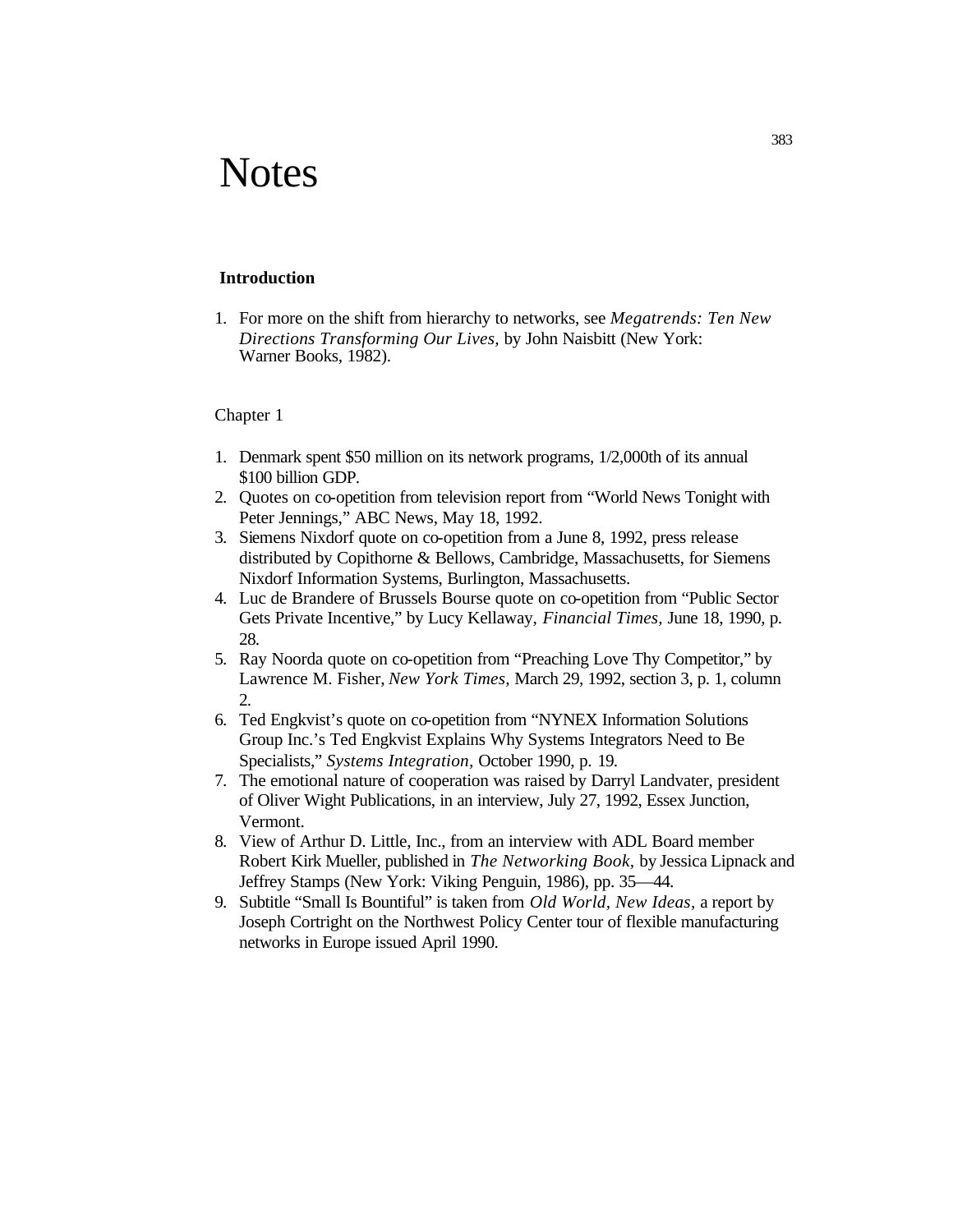# Notes

## Introduction

1. For more on the shift from hierarchy to networks, see *Megatrends: Ten New Directions Transforming Our Lives*, by John Naisbitt (New York: Warner Books, 1982).

## Chapter 1

1. Denmark spent $50 million on its network programs, 1/2,000th of its annual $100 billion GDP.
2. Quotes on co-opetition from television report from "World News Tonight with Peter Jennings," ABC News, May 18, 1992.
3. Siemens Nixdorf quote on co-opetition from a June 8, 1992, press release distributed by Copithorne & Bellows, Cambridge, Massachusetts, for Siemens Nixdorf Information Systems, Burlington, Massachusetts.
4. Luc de Brandere of Brussels Bourse quote on co-opetition from "Public Sector Gets Private Incentive," by Lucy Kellaway, *Financial Times*, June 18, 1990, p. 28.
5. Ray Noorda quote on co-opetition from "Preaching Love Thy Competitor," by Lawrence M. Fisher, *New York Times*, March 29, 1992, section 3, p. 1, column 2.
6. Ted Engkvist's quote on co-opetition from "NYNEX Information Solutions Group Inc.'s Ted Engkvist Explains Why Systems Integrators Need to Be Specialists," *Systems Integration*, October 1990, p. 19.
7. The emotional nature of cooperation was raised by Darryl Landvater, president of Oliver Wight Publications, in an interview, July 27, 1992, Essex Junction, Vermont.
8. View of Arthur D. Little, Inc., from an interview with ADL Board member Robert Kirk Mueller, published in *The Networking Book*, by Jessica Lipnack and Jeffrey Stamps (New York: Viking Penguin, 1986), pp. 35—44.
9. Subtitle "Small Is Bountiful" is taken from *Old World, New Ideas*, a report by Joseph Cortright on the Northwest Policy Center tour of flexible manufacturing networks in Europe issued April 1990.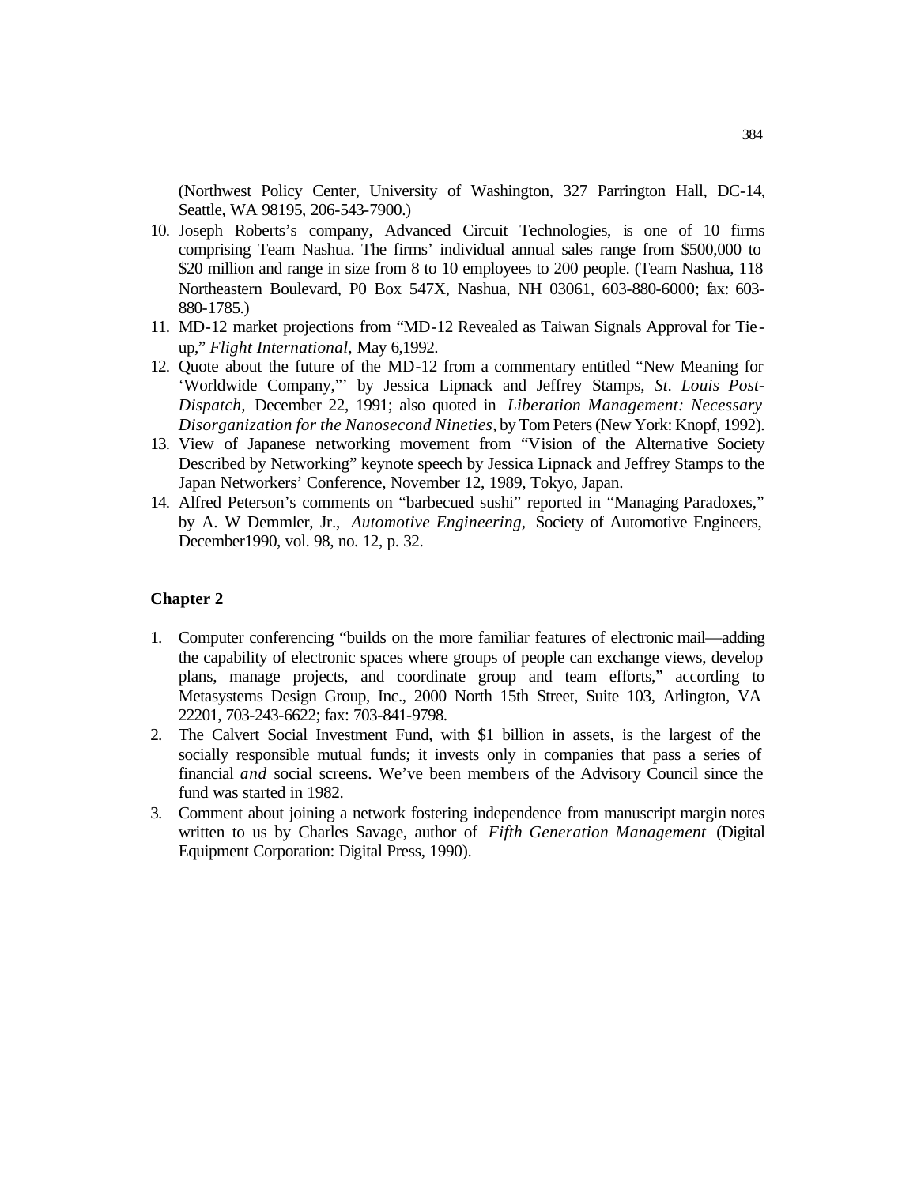(Northwest Policy Center, University of Washington, 327 Parrington Hall, DC-14, Seattle, WA 98195, 206-543-7900.)

10. Joseph Roberts's company, Advanced Circuit Technologies, is one of 10 firms comprising Team Nashua. The firms' individual annual sales range from $500,000 to $20 million and range in size from 8 to 10 employees to 200 people. (Team Nashua, 118 Northeastern Boulevard, P0 Box 547X, Nashua, NH 03061, 603-880-6000; fax: 603-880-1785.)
11. MD-12 market projections from "MD-12 Revealed as Taiwan Signals Approval for Tie-up," *Flight International*, May 6,1992.
12. Quote about the future of the MD-12 from a commentary entitled "New Meaning for 'Worldwide Company,"' by Jessica Lipnack and Jeffrey Stamps, *St. Louis Post-Dispatch*, December 22, 1991; also quoted in *Liberation Management: Necessary Disorganization for the Nanosecond Nineties*, by Tom Peters (New York: Knopf, 1992).
13. View of Japanese networking movement from "Vision of the Alternative Society Described by Networking" keynote speech by Jessica Lipnack and Jeffrey Stamps to the Japan Networkers' Conference, November 12, 1989, Tokyo, Japan.
14. Alfred Peterson's comments on "barbecued sushi" reported in "Managing Paradoxes," by A. W Demmler, Jr., *Automotive Engineering*, Society of Automotive Engineers, December1990, vol. 98, no. 12, p. 32.

### Chapter 2

1. Computer conferencing "builds on the more familiar features of electronic mail—adding the capability of electronic spaces where groups of people can exchange views, develop plans, manage projects, and coordinate group and team efforts," according to Metasystems Design Group, Inc., 2000 North 15th Street, Suite 103, Arlington, VA 22201, 703-243-6622; fax: 703-841-9798.
2. The Calvert Social Investment Fund, with $1 billion in assets, is the largest of the socially responsible mutual funds; it invests only in companies that pass a series of financial *and* social screens. We've been members of the Advisory Council since the fund was started in 1982.
3. Comment about joining a network fostering independence from manuscript margin notes written to us by Charles Savage, author of *Fifth Generation Management* (Digital Equipment Corporation: Digital Press, 1990).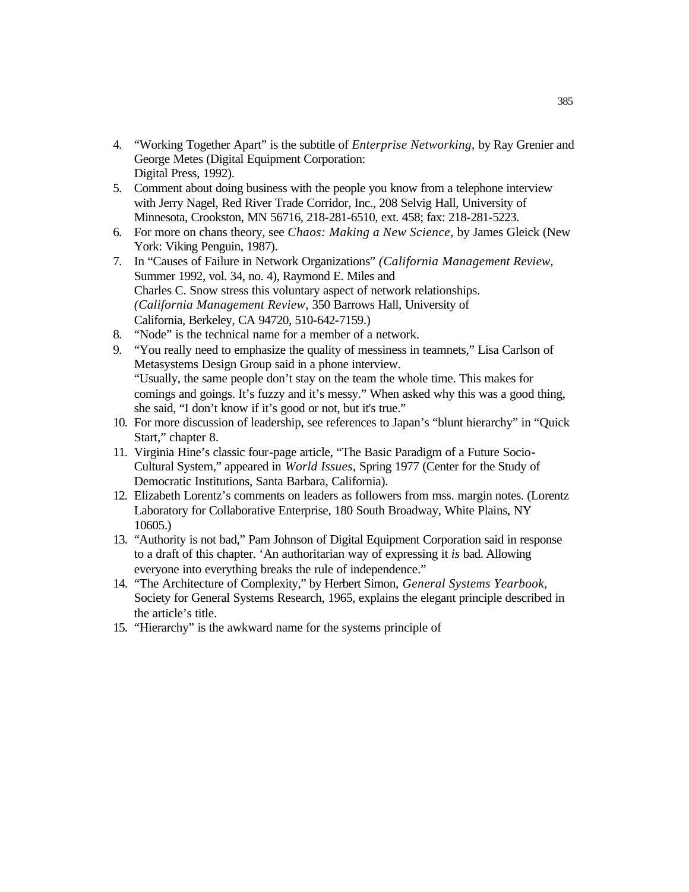4. "Working Together Apart" is the subtitle of *Enterprise Networking*, by Ray Grenier and George Metes (Digital Equipment Corporation: Digital Press, 1992).
5. Comment about doing business with the people you know from a telephone interview with Jerry Nagel, Red River Trade Corridor, Inc., 208 Selvig Hall, University of Minnesota, Crookston, MN 56716, 218-281-6510, ext. 458; fax: 218-281-5223.
6. For more on chans theory, see *Chaos: Making a New Science*, by James Gleick (New York: Viking Penguin, 1987).
7. In "Causes of Failure in Network Organizations" *(California Management Review*, Summer 1992, vol. 34, no. 4), Raymond E. Miles and Charles C. Snow stress this voluntary aspect of network relationships. *(California Management Review*, 350 Barrows Hall, University of California, Berkeley, CA 94720, 510-642-7159.)
8. "Node" is the technical name for a member of a network.
9. "You really need to emphasize the quality of messiness in teamnets," Lisa Carlson of Metasystems Design Group said in a phone interview. "Usually, the same people don't stay on the team the whole time. This makes for comings and goings. It's fuzzy and it's messy." When asked why this was a good thing, she said, "I don't know if it's good or not, but it's true."
10. For more discussion of leadership, see references to Japan's "blunt hierarchy" in "Quick Start," chapter 8.
11. Virginia Hine's classic four-page article, "The Basic Paradigm of a Future Socio-Cultural System," appeared in *World Issues*, Spring 1977 (Center for the Study of Democratic Institutions, Santa Barbara, California).
12. Elizabeth Lorentz's comments on leaders as followers from mss. margin notes. (Lorentz Laboratory for Collaborative Enterprise, 180 South Broadway, White Plains, NY 10605.)
13. "Authority is not bad," Pam Johnson of Digital Equipment Corporation said in response to a draft of this chapter. 'An authoritarian way of expressing it *is* bad. Allowing everyone into everything breaks the rule of independence."
14. "The Architecture of Complexity," by Herbert Simon, *General Systems Yearbook*, Society for General Systems Research, 1965, explains the elegant principle described in the article's title.
15. "Hierarchy" is the awkward name for the systems principle of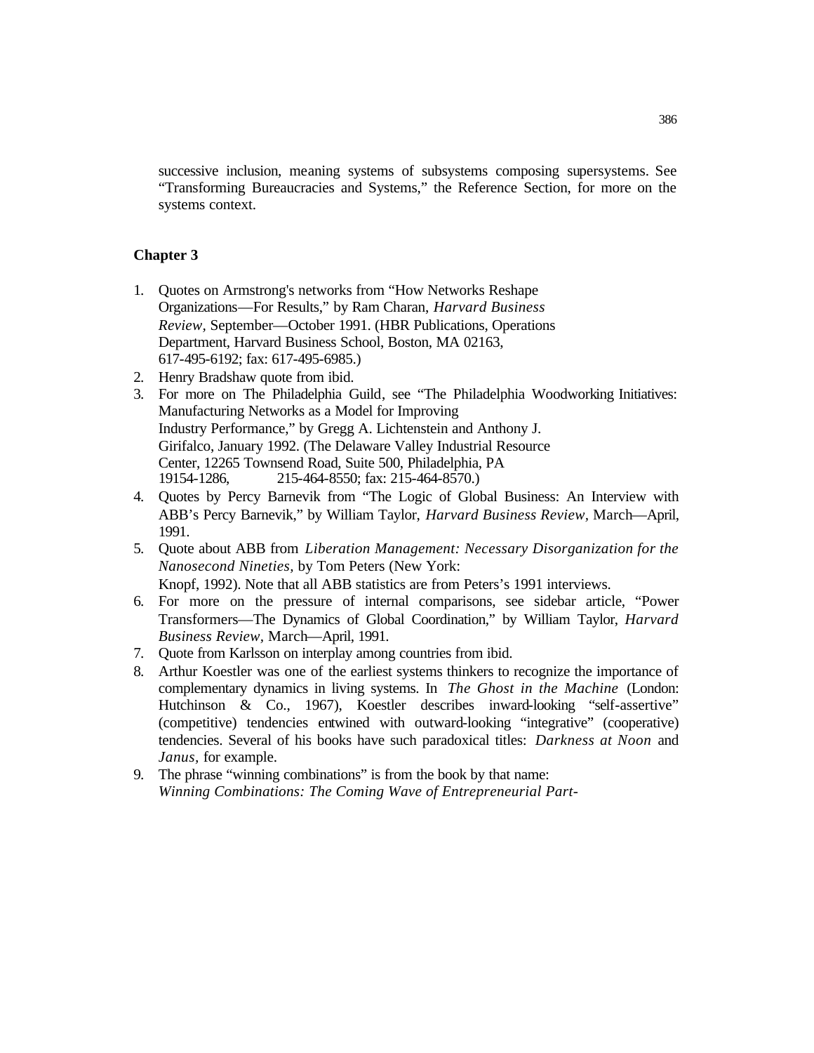successive inclusion, meaning systems of subsystems composing supersystems. See "Transforming Bureaucracies and Systems," the Reference Section, for more on the systems context.

**Chapter 3**

1. Quotes on Armstrong's networks from "How Networks Reshape Organizations—For Results," by Ram Charan, *Harvard Business Review*, September—October 1991. (HBR Publications, Operations Department, Harvard Business School, Boston, MA 02163, 617-495-6192; fax: 617-495-6985.)
2. Henry Bradshaw quote from ibid.
3. For more on The Philadelphia Guild, see "The Philadelphia Woodworking Initiatives: Manufacturing Networks as a Model for Improving Industry Performance," by Gregg A. Lichtenstein and Anthony J. Girifalco, January 1992. (The Delaware Valley Industrial Resource Center, 12265 Townsend Road, Suite 500, Philadelphia, PA 19154-1286, 215-464-8550; fax: 215-464-8570.)
4. Quotes by Percy Barnevik from "The Logic of Global Business: An Interview with ABB's Percy Barnevik," by William Taylor, *Harvard Business Review*, March—April, 1991.
5. Quote about ABB from *Liberation Management: Necessary Disorganization for the Nanosecond Nineties*, by Tom Peters (New York: Knopf, 1992). Note that all ABB statistics are from Peters's 1991 interviews.
6. For more on the pressure of internal comparisons, see sidebar article, "Power Transformers—The Dynamics of Global Coordination," by William Taylor, *Harvard Business Review*, March—April, 1991.
7. Quote from Karlsson on interplay among countries from ibid.
8. Arthur Koestler was one of the earliest systems thinkers to recognize the importance of complementary dynamics in living systems. In *The Ghost in the Machine* (London: Hutchinson & Co., 1967), Koestler describes inward-looking "self-assertive" (competitive) tendencies entwined with outward-looking "integrative" (cooperative) tendencies. Several of his books have such paradoxical titles: *Darkness at Noon* and *Janus*, for example.
9. The phrase "winning combinations" is from the book by that name: *Winning Combinations: The Coming Wave of Entrepreneurial Part-*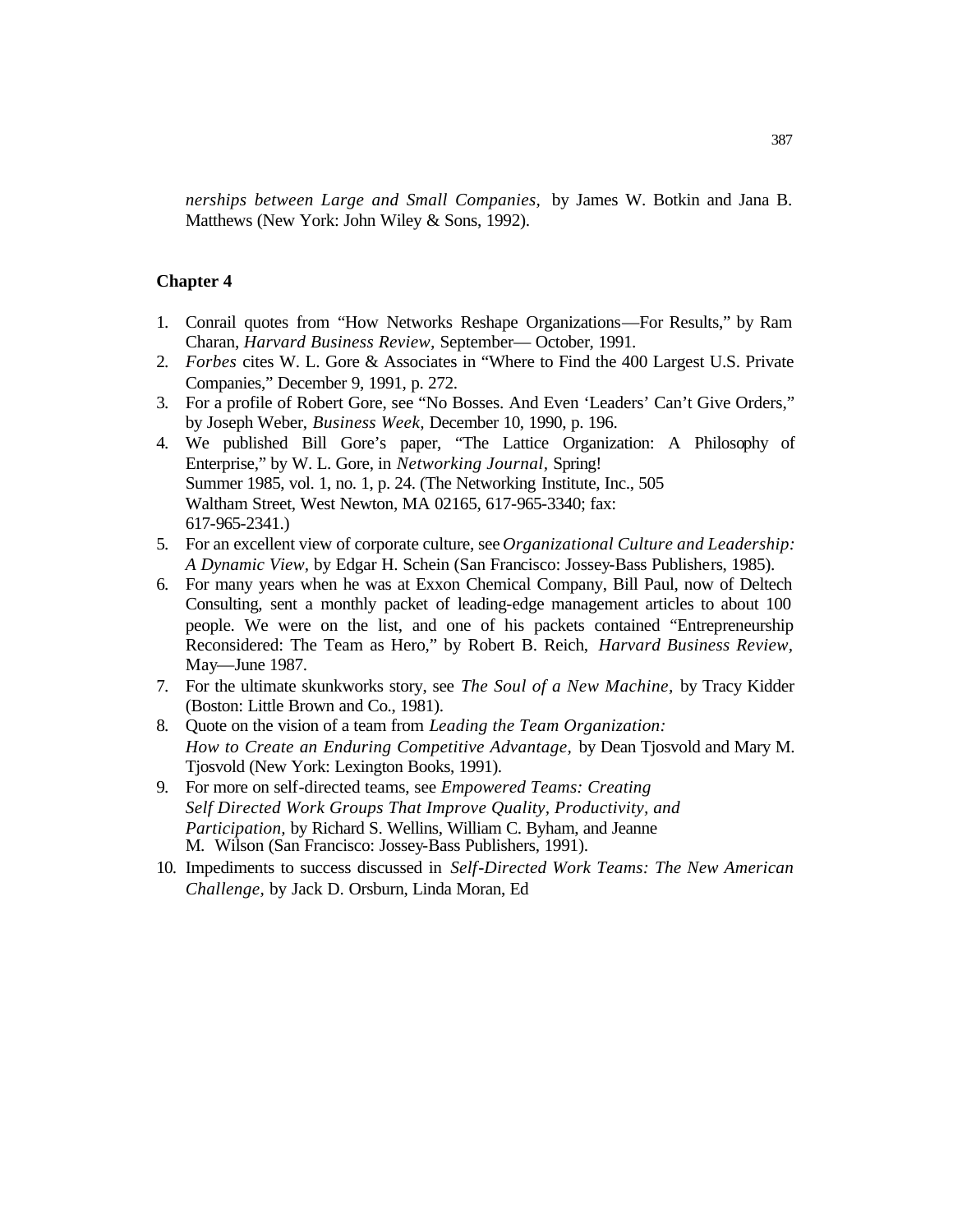*nerships between Large and Small Companies,* by James W. Botkin and Jana B. Matthews (New York: John Wiley & Sons, 1992).

## Chapter 4

1. Conrail quotes from "How Networks Reshape Organizations—For Results," by Ram Charan, *Harvard Business Review,* September— October, 1991.
2. *Forbes* cites W. L. Gore & Associates in "Where to Find the 400 Largest U.S. Private Companies," December 9, 1991, p. 272.
3. For a profile of Robert Gore, see "No Bosses. And Even 'Leaders' Can't Give Orders," by Joseph Weber, *Business Week,* December 10, 1990, p. 196.
4. We published Bill Gore's paper, "The Lattice Organization: A Philosophy of Enterprise," by W. L. Gore, in *Networking Journal,* Spring! Summer 1985, vol. 1, no. 1, p. 24. (The Networking Institute, Inc., 505 Waltham Street, West Newton, MA 02165, 617-965-3340; fax: 617-965-2341.)
5. For an excellent view of corporate culture, see *Organizational Culture and Leadership: A Dynamic View*, by Edgar H. Schein (San Francisco: Jossey-Bass Publishers, 1985).
6. For many years when he was at Exxon Chemical Company, Bill Paul, now of Deltech Consulting, sent a monthly packet of leading-edge management articles to about 100 people. We were on the list, and one of his packets contained "Entrepreneurship Reconsidered: The Team as Hero," by Robert B. Reich, *Harvard Business Review*, May—June 1987.
7. For the ultimate skunkworks story, see *The Soul of a New Machine,* by Tracy Kidder (Boston: Little Brown and Co., 1981).
8. Quote on the vision of a team from *Leading the Team Organization: How to Create an Enduring Competitive Advantage,* by Dean Tjosvold and Mary M. Tjosvold (New York: Lexington Books, 1991).
9. For more on self-directed teams, see *Empowered Teams: Creating Self Directed Work Groups That Improve Quality, Productivity, and Participation,* by Richard S. Wellins, William C. Byham, and Jeanne M. Wilson (San Francisco: Jossey-Bass Publishers, 1991).
10. Impediments to success discussed in *Self-Directed Work Teams: The New American Challenge,* by Jack D. Orsburn, Linda Moran, Ed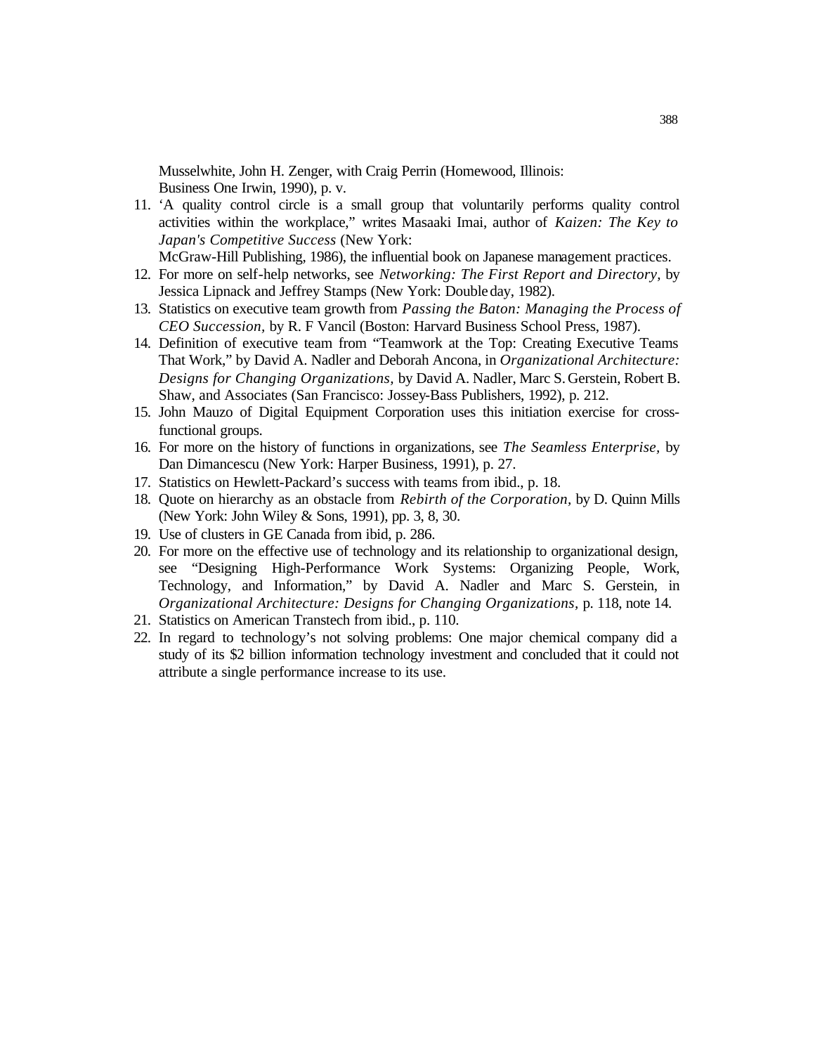Musselwhite, John H. Zenger, with Craig Perrin (Homewood, Illinois: Business One Irwin, 1990), p. v.

11. 'A quality control circle is a small group that voluntarily performs quality control activities within the workplace," writes Masaaki Imai, author of *Kaizen: The Key to Japan's Competitive Success* (New York: McGraw-Hill Publishing, 1986), the influential book on Japanese management practices.
12. For more on self-help networks, see *Networking: The First Report and Directory*, by Jessica Lipnack and Jeffrey Stamps (New York: Doubleday, 1982).
13. Statistics on executive team growth from *Passing the Baton: Managing the Process of CEO Succession*, by R. F Vancil (Boston: Harvard Business School Press, 1987).
14. Definition of executive team from "Teamwork at the Top: Creating Executive Teams That Work," by David A. Nadler and Deborah Ancona, in *Organizational Architecture: Designs for Changing Organizations*, by David A. Nadler, Marc S. Gerstein, Robert B. Shaw, and Associates (San Francisco: Jossey-Bass Publishers, 1992), p. 212.
15. John Mauzo of Digital Equipment Corporation uses this initiation exercise for cross-functional groups.
16. For more on the history of functions in organizations, see *The Seamless Enterprise*, by Dan Dimancescu (New York: Harper Business, 1991), p. 27.
17. Statistics on Hewlett-Packard's success with teams from ibid., p. 18.
18. Quote on hierarchy as an obstacle from *Rebirth of the Corporation*, by D. Quinn Mills (New York: John Wiley & Sons, 1991), pp. 3, 8, 30.
19. Use of clusters in GE Canada from ibid, p. 286.
20. For more on the effective use of technology and its relationship to organizational design, see "Designing High-Performance Work Systems: Organizing People, Work, Technology, and Information," by David A. Nadler and Marc S. Gerstein, in *Organizational Architecture: Designs for Changing Organizations*, p. 118, note 14.
21. Statistics on American Transtech from ibid., p. 110.
22. In regard to technology's not solving problems: One major chemical company did a study of its $2 billion information technology investment and concluded that it could not attribute a single performance increase to its use.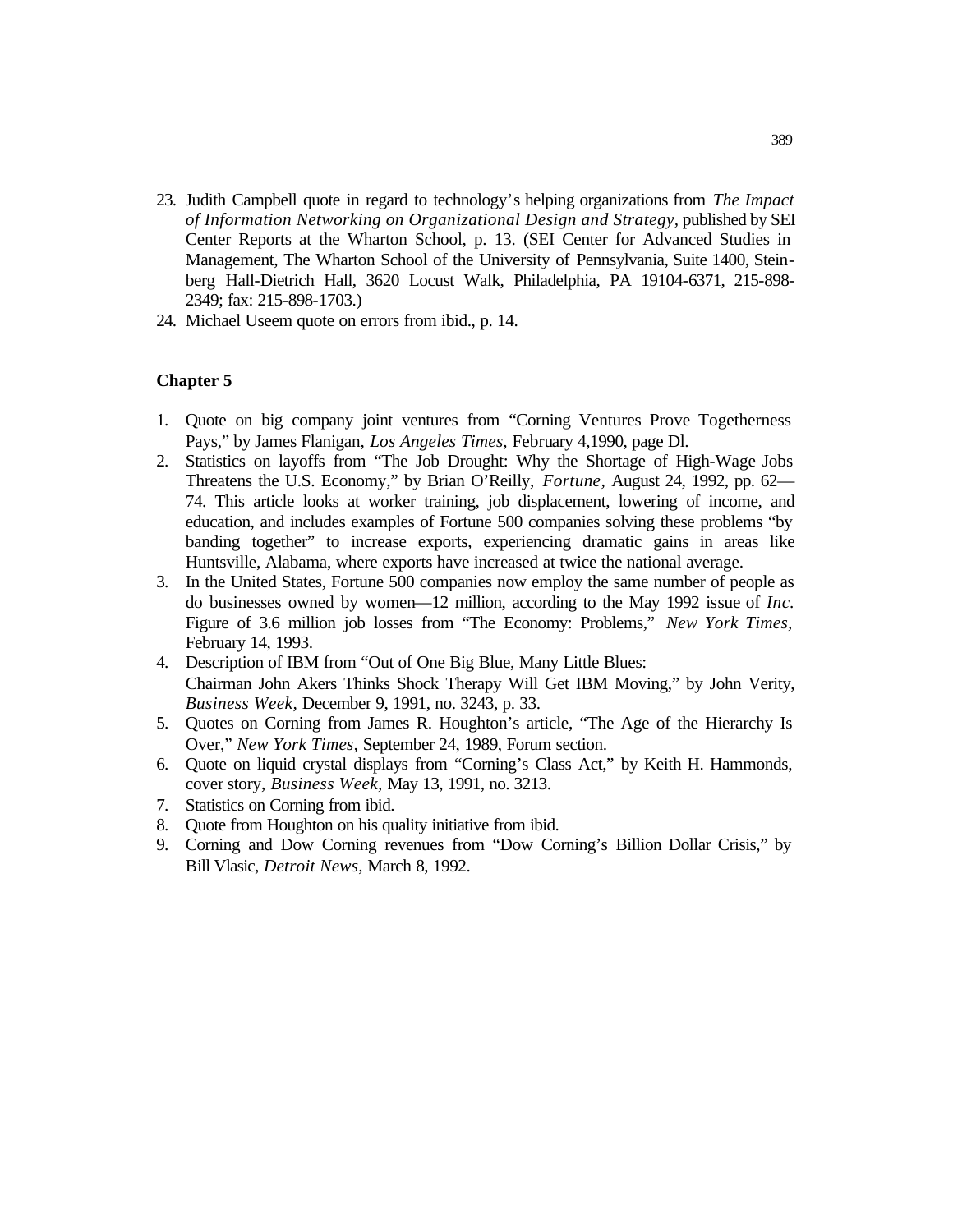23. Judith Campbell quote in regard to technology's helping organizations from *The Impact of Information Networking on Organizational Design and Strategy,* published by SEI Center Reports at the Wharton School, p. 13. (SEI Center for Advanced Studies in Management, The Wharton School of the University of Pennsylvania, Suite 1400, Steinberg Hall-Dietrich Hall, 3620 Locust Walk, Philadelphia, PA 19104-6371, 215-898-2349; fax: 215-898-1703.)
24. Michael Useem quote on errors from ibid., p. 14.

## Chapter 5

1. Quote on big company joint ventures from "Corning Ventures Prove Togetherness Pays," by James Flanigan, *Los Angeles Times*, February 4,1990, page Dl.
2. Statistics on layoffs from "The Job Drought: Why the Shortage of High-Wage Jobs Threatens the U.S. Economy," by Brian O'Reilly, *Fortune*, August 24, 1992, pp. 62—74. This article looks at worker training, job displacement, lowering of income, and education, and includes examples of Fortune 500 companies solving these problems "by banding together" to increase exports, experiencing dramatic gains in areas like Huntsville, Alabama, where exports have increased at twice the national average.
3. In the United States, Fortune 500 companies now employ the same number of people as do businesses owned by women—12 million, according to the May 1992 issue of *Inc*. Figure of 3.6 million job losses from "The Economy: Problems," *New York Times*, February 14, 1993.
4. Description of IBM from "Out of One Big Blue, Many Little Blues: Chairman John Akers Thinks Shock Therapy Will Get IBM Moving," by John Verity, *Business Week*, December 9, 1991, no. 3243, p. 33.
5. Quotes on Corning from James R. Houghton's article, "The Age of the Hierarchy Is Over," *New York Times*, September 24, 1989, Forum section.
6. Quote on liquid crystal displays from "Corning's Class Act," by Keith H. Hammonds, cover story, *Business Week,* May 13, 1991, no. 3213.
7. Statistics on Corning from ibid.
8. Quote from Houghton on his quality initiative from ibid.
9. Corning and Dow Corning revenues from "Dow Corning's Billion Dollar Crisis," by Bill Vlasic, *Detroit News*, March 8, 1992.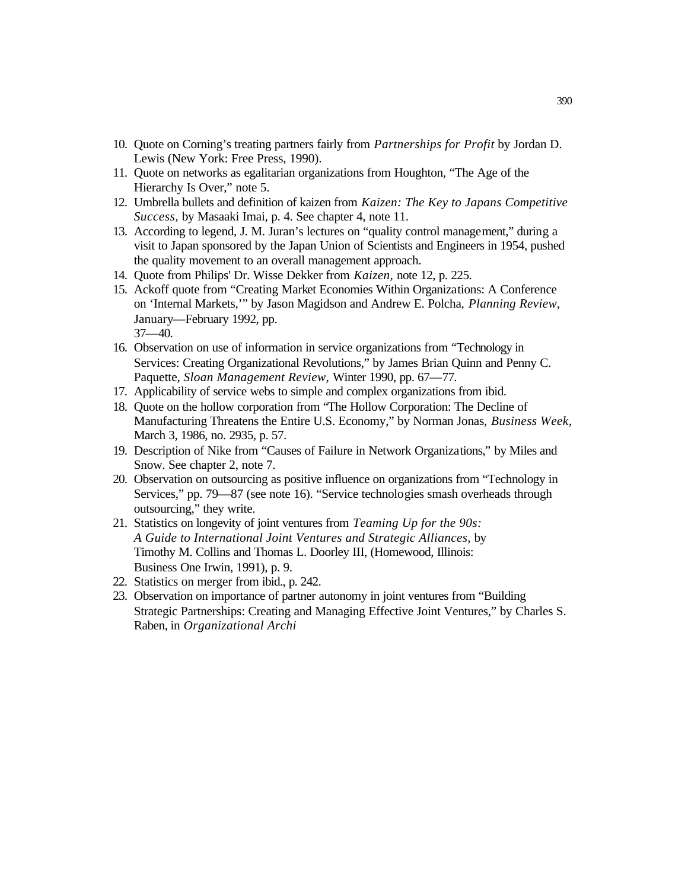10. Quote on Corning's treating partners fairly from *Partnerships for Profit* by Jordan D. Lewis (New York: Free Press, 1990).
11. Quote on networks as egalitarian organizations from Houghton, "The Age of the Hierarchy Is Over," note 5.
12. Umbrella bullets and definition of kaizen from *Kaizen: The Key to Japans Competitive Success*, by Masaaki Imai, p. 4. See chapter 4, note 11.
13. According to legend, J. M. Juran's lectures on "quality control management," during a visit to Japan sponsored by the Japan Union of Scientists and Engineers in 1954, pushed the quality movement to an overall management approach.
14. Quote from Philips' Dr. Wisse Dekker from *Kaizen*, note 12, p. 225.
15. Ackoff quote from "Creating Market Economies Within Organizations: A Conference on 'Internal Markets,'" by Jason Magidson and Andrew E. Polcha, *Planning Review*, January—February 1992, pp. 37—40.
16. Observation on use of information in service organizations from "Technology in Services: Creating Organizational Revolutions," by James Brian Quinn and Penny C. Paquette, *Sloan Management Review*, Winter 1990, pp. 67—77.
17. Applicability of service webs to simple and complex organizations from ibid.
18. Quote on the hollow corporation from "The Hollow Corporation: The Decline of Manufacturing Threatens the Entire U.S. Economy," by Norman Jonas, *Business Week*, March 3, 1986, no. 2935, p. 57.
19. Description of Nike from "Causes of Failure in Network Organizations," by Miles and Snow. See chapter 2, note 7.
20. Observation on outsourcing as positive influence on organizations from "Technology in Services," pp. 79—87 (see note 16). "Service technologies smash overheads through outsourcing," they write.
21. Statistics on longevity of joint ventures from *Teaming Up for the 90s: A Guide to International Joint Ventures and Strategic Alliances*, by Timothy M. Collins and Thomas L. Doorley III, (Homewood, Illinois: Business One Irwin, 1991), p. 9.
22. Statistics on merger from ibid., p. 242.
23. Observation on importance of partner autonomy in joint ventures from "Building Strategic Partnerships: Creating and Managing Effective Joint Ventures," by Charles S. Raben, in *Organizational Archi*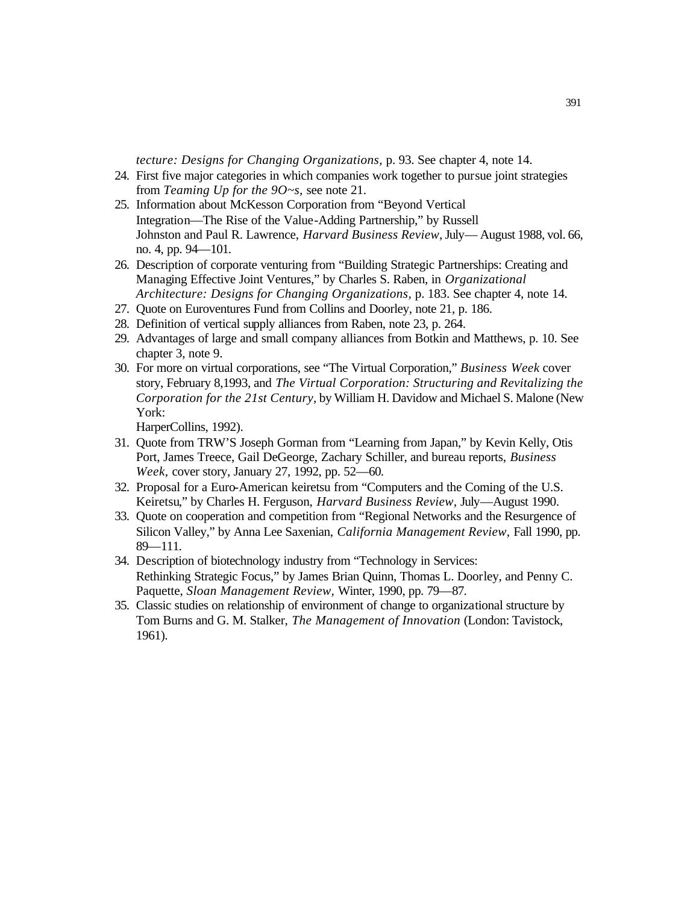*tecture: Designs for Changing Organizations,* p. 93. See chapter 4, note 14.

24. First five major categories in which companies work together to pursue joint strategies from *Teaming Up for the 9O~s,* see note 21.
25. Information about McKesson Corporation from "Beyond Vertical Integration—The Rise of the Value-Adding Partnership," by Russell Johnston and Paul R. Lawrence, *Harvard Business Review,* July— August 1988, vol. 66, no. 4, pp. 94—101.
26. Description of corporate venturing from "Building Strategic Partnerships: Creating and Managing Effective Joint Ventures," by Charles S. Raben, in *Organizational Architecture: Designs for Changing Organizations,* p. 183. See chapter 4, note 14.
27. Quote on Euroventures Fund from Collins and Doorley, note 21, p. 186.
28. Definition of vertical supply alliances from Raben, note 23, p. 264.
29. Advantages of large and small company alliances from Botkin and Matthews, p. 10. See chapter 3, note 9.
30. For more on virtual corporations, see "The Virtual Corporation," *Business Week* cover story, February 8,1993, and *The Virtual Corporation: Structuring and Revitalizing the Corporation for the 21st Century,* by William H. Davidow and Michael S. Malone (New York:
    HarperCollins, 1992).
31. Quote from TRW'S Joseph Gorman from "Learning from Japan," by Kevin Kelly, Otis Port, James Treece, Gail DeGeorge, Zachary Schiller, and bureau reports, *Business Week,* cover story, January 27, 1992, pp. 52—60.
32. Proposal for a Euro-American keiretsu from "Computers and the Coming of the U.S. Keiretsu," by Charles H. Ferguson, *Harvard Business Review,* July—August 1990.
33. Quote on cooperation and competition from "Regional Networks and the Resurgence of Silicon Valley," by Anna Lee Saxenian, *California Management Review,* Fall 1990, pp. 89—111.
34. Description of biotechnology industry from "Technology in Services: Rethinking Strategic Focus," by James Brian Quinn, Thomas L. Doorley, and Penny C. Paquette, *Sloan Management Review,* Winter, 1990, pp. 79—87.
35. Classic studies on relationship of environment of change to organizational structure by Tom Burns and G. M. Stalker, *The Management of Innovation* (London: Tavistock, 1961).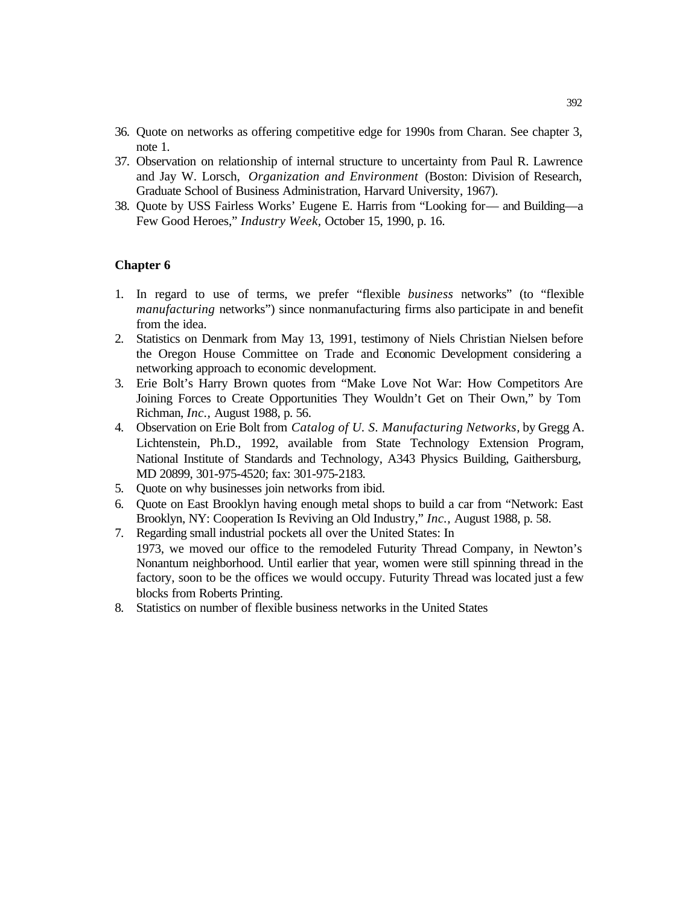36. Quote on networks as offering competitive edge for 1990s from Charan. See chapter 3, note 1.
37. Observation on relationship of internal structure to uncertainty from Paul R. Lawrence and Jay W. Lorsch, *Organization and Environment* (Boston: Division of Research, Graduate School of Business Administration, Harvard University, 1967).
38. Quote by USS Fairless Works' Eugene E. Harris from "Looking for— and Building—a Few Good Heroes," *Industry Week*, October 15, 1990, p. 16.

## Chapter 6

1. In regard to use of terms, we prefer "flexible *business* networks" (to "flexible *manufacturing* networks") since nonmanufacturing firms also participate in and benefit from the idea.
2. Statistics on Denmark from May 13, 1991, testimony of Niels Christian Nielsen before the Oregon House Committee on Trade and Economic Development considering a networking approach to economic development.
3. Erie Bolt's Harry Brown quotes from "Make Love Not War: How Competitors Are Joining Forces to Create Opportunities They Wouldn't Get on Their Own," by Tom Richman, *Inc.*, August 1988, p. 56.
4. Observation on Erie Bolt from *Catalog of U. S. Manufacturing Networks,* by Gregg A. Lichtenstein, Ph.D., 1992, available from State Technology Extension Program, National Institute of Standards and Technology, A343 Physics Building, Gaithersburg, MD 20899, 301-975-4520; fax: 301-975-2183.
5. Quote on why businesses join networks from ibid.
6. Quote on East Brooklyn having enough metal shops to build a car from "Network: East Brooklyn, NY: Cooperation Is Reviving an Old Industry," *Inc.*, August 1988, p. 58.
7. Regarding small industrial pockets all over the United States: In 1973, we moved our office to the remodeled Futurity Thread Company, in Newton's Nonantum neighborhood. Until earlier that year, women were still spinning thread in the factory, soon to be the offices we would occupy. Futurity Thread was located just a few blocks from Roberts Printing.
8. Statistics on number of flexible business networks in the United States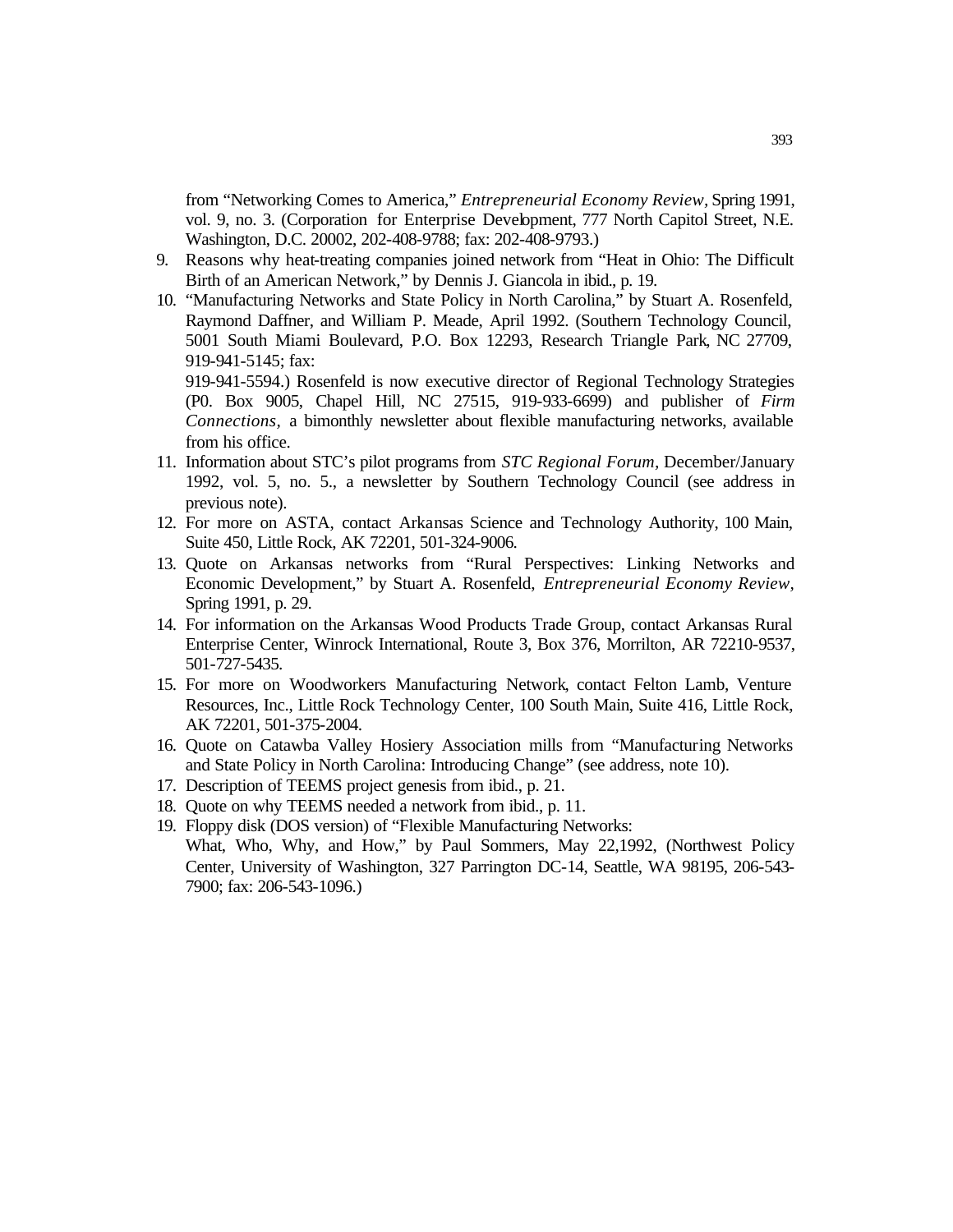from "Networking Comes to America," *Entrepreneurial Economy Review*, Spring 1991, vol. 9, no. 3. (Corporation for Enterprise Development, 777 North Capitol Street, N.E. Washington, D.C. 20002, 202-408-9788; fax: 202-408-9793.)

9. Reasons why heat-treating companies joined network from "Heat in Ohio: The Difficult Birth of an American Network," by Dennis J. Giancola in ibid., p. 19.
10. "Manufacturing Networks and State Policy in North Carolina," by Stuart A. Rosenfeld, Raymond Daffner, and William P. Meade, April 1992. (Southern Technology Council, 5001 South Miami Boulevard, P.O. Box 12293, Research Triangle Park, NC 27709, 919-941-5145; fax:
    919-941-5594.) Rosenfeld is now executive director of Regional Technology Strategies (P0. Box 9005, Chapel Hill, NC 27515, 919-933-6699) and publisher of *Firm Connections*, a bimonthly newsletter about flexible manufacturing networks, available from his office.
11. Information about STC's pilot programs from *STC Regional Forum*, December/January 1992, vol. 5, no. 5., a newsletter by Southern Technology Council (see address in previous note).
12. For more on ASTA, contact Arkansas Science and Technology Authority, 100 Main, Suite 450, Little Rock, AK 72201, 501-324-9006.
13. Quote on Arkansas networks from "Rural Perspectives: Linking Networks and Economic Development," by Stuart A. Rosenfeld, *Entrepreneurial Economy Review*, Spring 1991, p. 29.
14. For information on the Arkansas Wood Products Trade Group, contact Arkansas Rural Enterprise Center, Winrock International, Route 3, Box 376, Morrilton, AR 72210-9537, 501-727-5435.
15. For more on Woodworkers Manufacturing Network, contact Felton Lamb, Venture Resources, Inc., Little Rock Technology Center, 100 South Main, Suite 416, Little Rock, AK 72201, 501-375-2004.
16. Quote on Catawba Valley Hosiery Association mills from "Manufacturing Networks and State Policy in North Carolina: Introducing Change" (see address, note 10).
17. Description of TEEMS project genesis from ibid., p. 21.
18. Quote on why TEEMS needed a network from ibid., p. 11.
19. Floppy disk (DOS version) of "Flexible Manufacturing Networks:
    What, Who, Why, and How," by Paul Sommers, May 22,1992, (Northwest Policy Center, University of Washington, 327 Parrington DC-14, Seattle, WA 98195, 206-543-7900; fax: 206-543-1096.)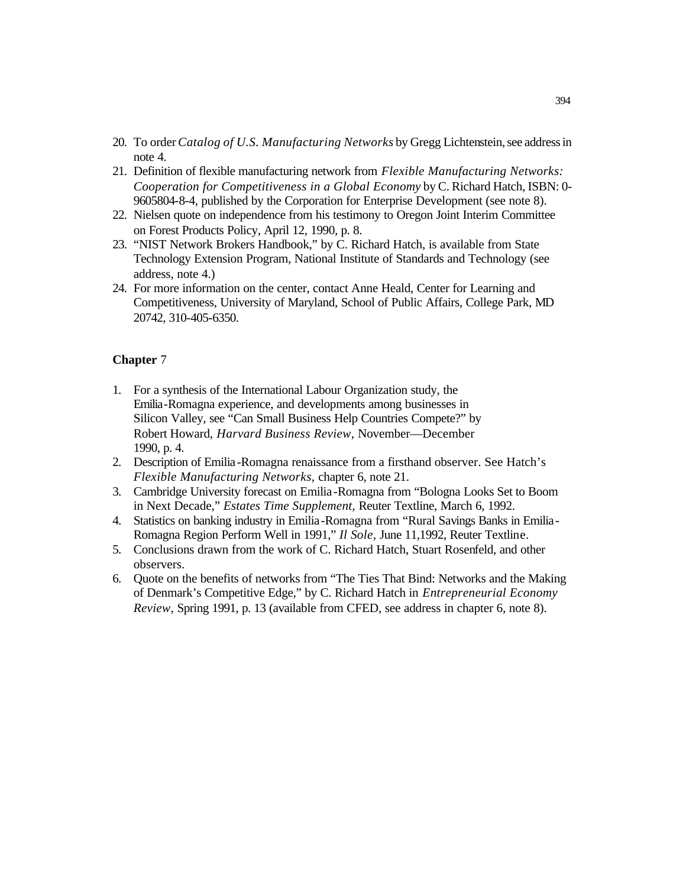20. To order *Catalog of U.S. Manufacturing Networks* by Gregg Lichtenstein, see address in note 4.
21. Definition of flexible manufacturing network from *Flexible Manufacturing Networks: Cooperation for Competitiveness in a Global Economy* by C. Richard Hatch, ISBN: 0-9605804-8-4, published by the Corporation for Enterprise Development (see note 8).
22. Nielsen quote on independence from his testimony to Oregon Joint Interim Committee on Forest Products Policy, April 12, 1990, p. 8.
23. "NIST Network Brokers Handbook," by C. Richard Hatch, is available from State Technology Extension Program, National Institute of Standards and Technology (see address, note 4.)
24. For more information on the center, contact Anne Heald, Center for Learning and Competitiveness, University of Maryland, School of Public Affairs, College Park, MD 20742, 310-405-6350.

**Chapter** 7

1. For a synthesis of the International Labour Organization study, the Emilia-Romagna experience, and developments among businesses in Silicon Valley, see "Can Small Business Help Countries Compete?" by Robert Howard, *Harvard Business Review,* November—December 1990, p. 4.
2. Description of Emilia-Romagna renaissance from a firsthand observer. See Hatch's *Flexible Manufacturing Networks,* chapter 6, note 21.
3. Cambridge University forecast on Emilia-Romagna from "Bologna Looks Set to Boom in Next Decade," *Estates Time Supplement,* Reuter Textline, March 6, 1992.
4. Statistics on banking industry in Emilia-Romagna from "Rural Savings Banks in Emilia-Romagna Region Perform Well in 1991," *Il Sole,* June 11,1992, Reuter Textline.
5. Conclusions drawn from the work of C. Richard Hatch, Stuart Rosenfeld, and other observers.
6. Quote on the benefits of networks from "The Ties That Bind: Networks and the Making of Denmark's Competitive Edge," by C. Richard Hatch in *Entrepreneurial Economy Review,* Spring 1991, p. 13 (available from CFED, see address in chapter 6, note 8).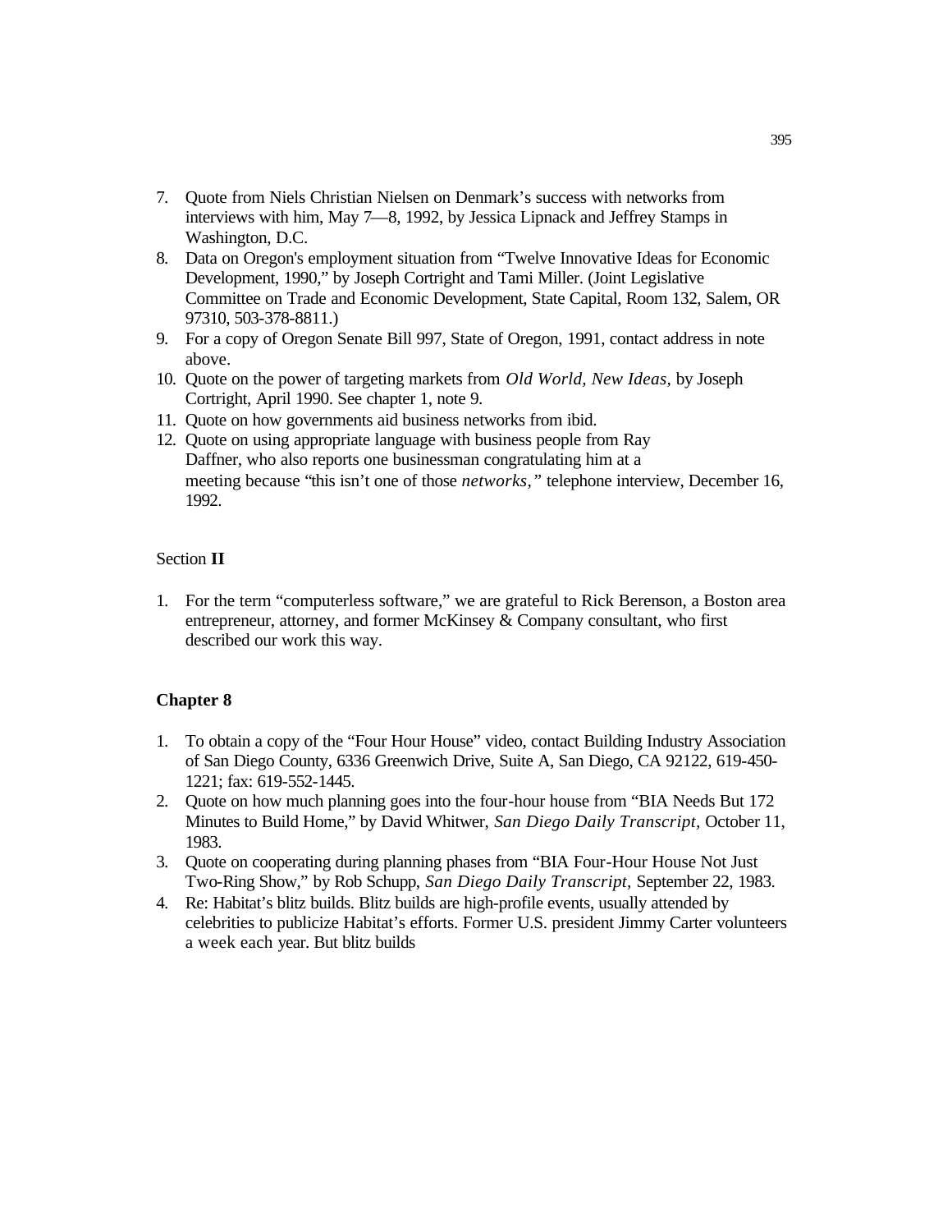7. Quote from Niels Christian Nielsen on Denmark's success with networks from interviews with him, May 7—8, 1992, by Jessica Lipnack and Jeffrey Stamps in Washington, D.C.
8. Data on Oregon's employment situation from "Twelve Innovative Ideas for Economic Development, 1990," by Joseph Cortright and Tami Miller. (Joint Legislative Committee on Trade and Economic Development, State Capital, Room 132, Salem, OR 97310, 503-378-8811.)
9. For a copy of Oregon Senate Bill 997, State of Oregon, 1991, contact address in note above.
10. Quote on the power of targeting markets from *Old World, New Ideas,* by Joseph Cortright, April 1990. See chapter 1, note 9.
11. Quote on how governments aid business networks from ibid.
12. Quote on using appropriate language with business people from Ray Daffner, who also reports one businessman congratulating him at a meeting because "this isn't one of those *networks,*" telephone interview, December 16, 1992.

Section **II**

1. For the term "computerless software," we are grateful to Rick Berenson, a Boston area entrepreneur, attorney, and former McKinsey & Company consultant, who first described our work this way.

### Chapter 8

1. To obtain a copy of the "Four Hour House" video, contact Building Industry Association of San Diego County, 6336 Greenwich Drive, Suite A, San Diego, CA 92122, 619-450-1221; fax: 619-552-1445.
2. Quote on how much planning goes into the four-hour house from "BIA Needs But 172 Minutes to Build Home," by David Whitwer, *San Diego Daily Transcript,* October 11, 1983.
3. Quote on cooperating during planning phases from "BIA Four-Hour House Not Just Two-Ring Show," by Rob Schupp, *San Diego Daily Transcript,* September 22, 1983.
4. Re: Habitat's blitz builds. Blitz builds are high-profile events, usually attended by celebrities to publicize Habitat's efforts. Former U.S. president Jimmy Carter volunteers a week each year. But blitz builds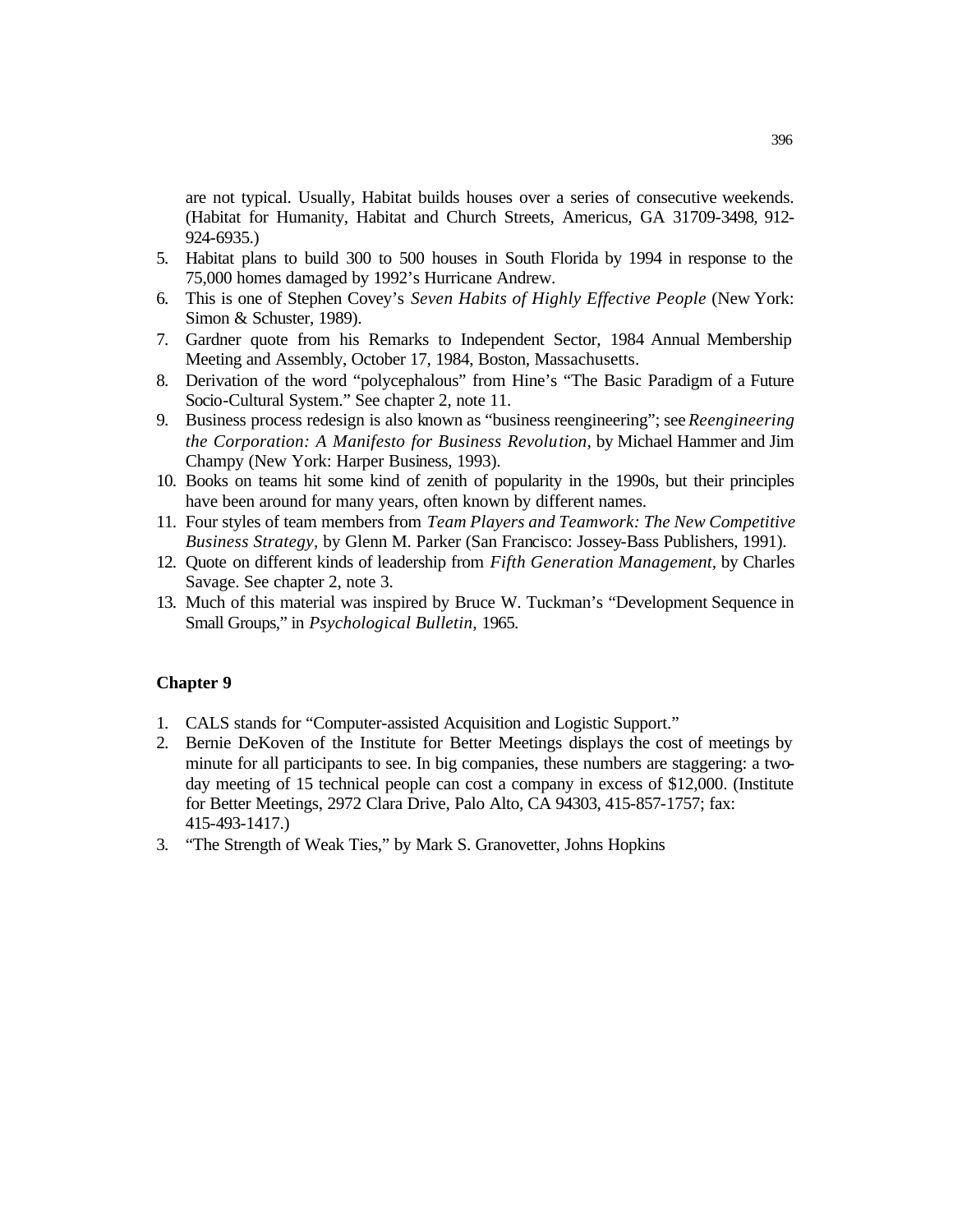are not typical. Usually, Habitat builds houses over a series of consecutive weekends. (Habitat for Humanity, Habitat and Church Streets, Americus, GA 31709-3498, 912-924-6935.)

5. Habitat plans to build 300 to 500 houses in South Florida by 1994 in response to the 75,000 homes damaged by 1992's Hurricane Andrew.
6. This is one of Stephen Covey's *Seven Habits of Highly Effective People* (New York: Simon & Schuster, 1989).
7. Gardner quote from his Remarks to Independent Sector, 1984 Annual Membership Meeting and Assembly, October 17, 1984, Boston, Massachusetts.
8. Derivation of the word "polycephalous" from Hine's "The Basic Paradigm of a Future Socio-Cultural System." See chapter 2, note 11.
9. Business process redesign is also known as "business reengineering"; see *Reengineering the Corporation: A Manifesto for Business Revolution*, by Michael Hammer and Jim Champy (New York: Harper Business, 1993).
10. Books on teams hit some kind of zenith of popularity in the 1990s, but their principles have been around for many years, often known by different names.
11. Four styles of team members from *Team Players and Teamwork: The New Competitive Business Strategy*, by Glenn M. Parker (San Francisco: Jossey-Bass Publishers, 1991).
12. Quote on different kinds of leadership from *Fifth Generation Management*, by Charles Savage. See chapter 2, note 3.
13. Much of this material was inspired by Bruce W. Tuckman's "Development Sequence in Small Groups," in *Psychological Bulletin*, 1965.

## Chapter 9

1. CALS stands for "Computer-assisted Acquisition and Logistic Support."
2. Bernie DeKoven of the Institute for Better Meetings displays the cost of meetings by minute for all participants to see. In big companies, these numbers are staggering: a two-day meeting of 15 technical people can cost a company in excess of $12,000. (Institute for Better Meetings, 2972 Clara Drive, Palo Alto, CA 94303, 415-857-1757; fax: 415-493-1417.)
3. "The Strength of Weak Ties," by Mark S. Granovetter, Johns Hopkins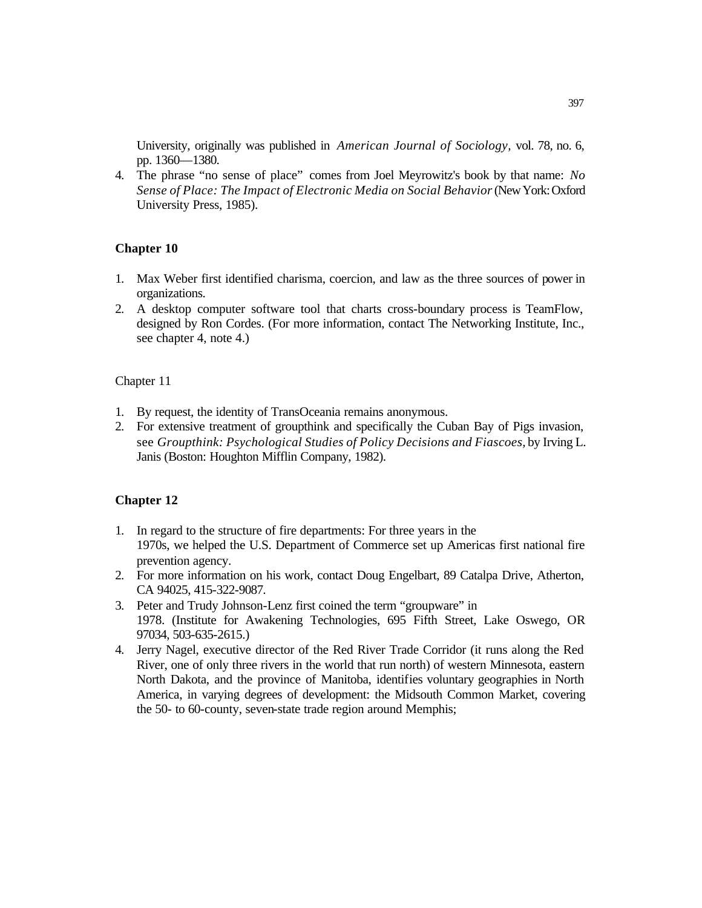University, originally was published in *American Journal of Sociology*, vol. 78, no. 6, pp. 1360—1380.

4. The phrase "no sense of place" comes from Joel Meyrowitz's book by that name: *No Sense of Place: The Impact of Electronic Media on Social Behavior* (New York: Oxford University Press, 1985).

## Chapter 10

1. Max Weber first identified charisma, coercion, and law as the three sources of power in organizations.
2. A desktop computer software tool that charts cross-boundary process is TeamFlow, designed by Ron Cordes. (For more information, contact The Networking Institute, Inc., see chapter 4, note 4.)

## Chapter 11

1. By request, the identity of TransOceania remains anonymous.
2. For extensive treatment of groupthink and specifically the Cuban Bay of Pigs invasion, see *Groupthink: Psychological Studies of Policy Decisions and Fiascoes*, by Irving L. Janis (Boston: Houghton Mifflin Company, 1982).

## Chapter 12

1. In regard to the structure of fire departments: For three years in the 1970s, we helped the U.S. Department of Commerce set up Americas first national fire prevention agency.
2. For more information on his work, contact Doug Engelbart, 89 Catalpa Drive, Atherton, CA 94025, 415-322-9087.
3. Peter and Trudy Johnson-Lenz first coined the term "groupware" in 1978. (Institute for Awakening Technologies, 695 Fifth Street, Lake Oswego, OR 97034, 503-635-2615.)
4. Jerry Nagel, executive director of the Red River Trade Corridor (it runs along the Red River, one of only three rivers in the world that run north) of western Minnesota, eastern North Dakota, and the province of Manitoba, identifies voluntary geographies in North America, in varying degrees of development: the Midsouth Common Market, covering the 50- to 60-county, seven-state trade region around Memphis;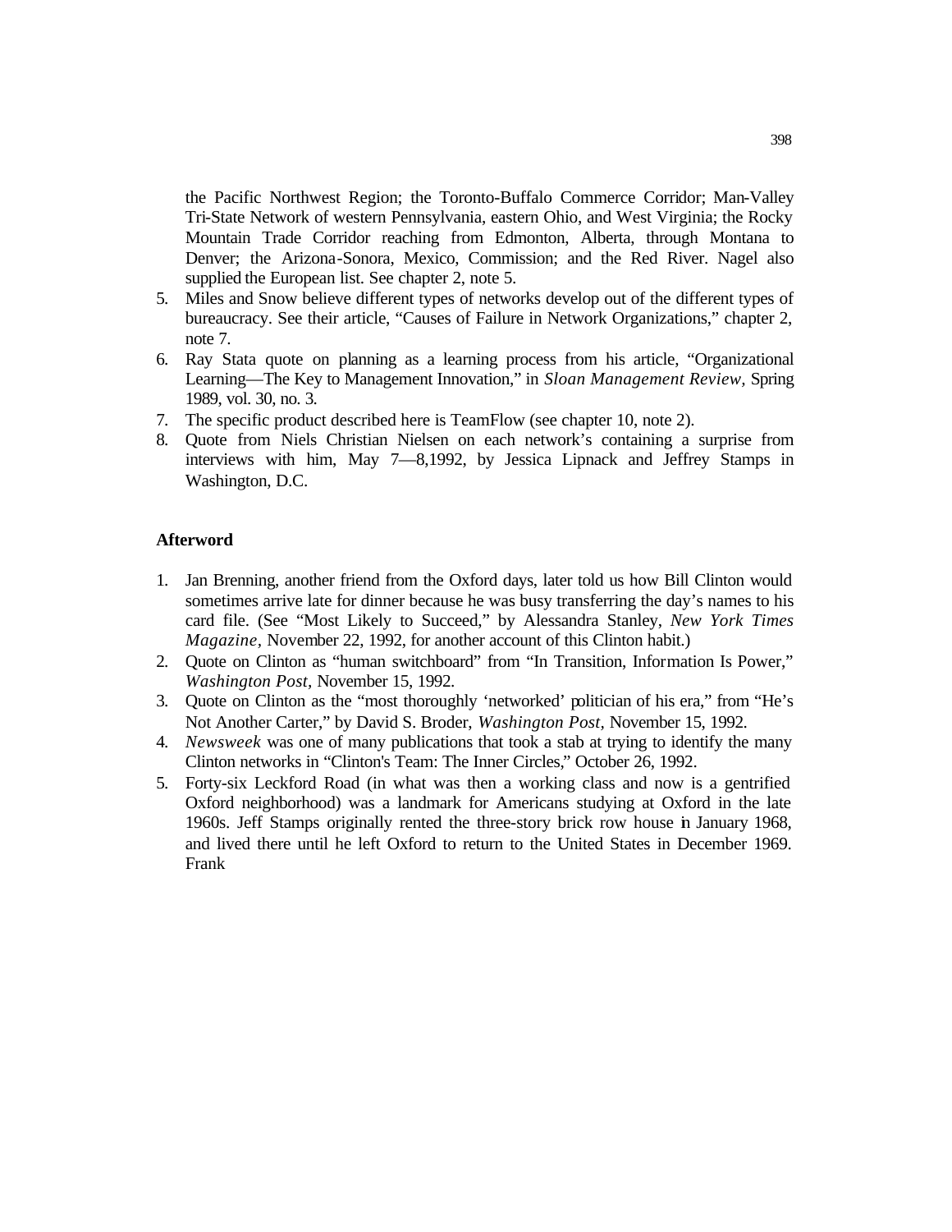the Pacific Northwest Region; the Toronto-Buffalo Commerce Corridor; Man-Valley Tri-State Network of western Pennsylvania, eastern Ohio, and West Virginia; the Rocky Mountain Trade Corridor reaching from Edmonton, Alberta, through Montana to Denver; the Arizona-Sonora, Mexico, Commission; and the Red River. Nagel also supplied the European list. See chapter 2, note 5.

5. Miles and Snow believe different types of networks develop out of the different types of bureaucracy. See their article, "Causes of Failure in Network Organizations," chapter 2, note 7.
6. Ray Stata quote on planning as a learning process from his article, "Organizational Learning—The Key to Management Innovation," in *Sloan Management Review*, Spring 1989, vol. 30, no. 3.
7. The specific product described here is TeamFlow (see chapter 10, note 2).
8. Quote from Niels Christian Nielsen on each network's containing a surprise from interviews with him, May 7—8,1992, by Jessica Lipnack and Jeffrey Stamps in Washington, D.C.

**Afterword**

1. Jan Brenning, another friend from the Oxford days, later told us how Bill Clinton would sometimes arrive late for dinner because he was busy transferring the day's names to his card file. (See "Most Likely to Succeed," by Alessandra Stanley, *New York Times Magazine*, November 22, 1992, for another account of this Clinton habit.)
2. Quote on Clinton as "human switchboard" from "In Transition, Information Is Power," *Washington Post*, November 15, 1992.
3. Quote on Clinton as the "most thoroughly 'networked' politician of his era," from "He's Not Another Carter," by David S. Broder, *Washington Post*, November 15, 1992.
4. *Newsweek* was one of many publications that took a stab at trying to identify the many Clinton networks in "Clinton's Team: The Inner Circles," October 26, 1992.
5. Forty-six Leckford Road (in what was then a working class and now is a gentrified Oxford neighborhood) was a landmark for Americans studying at Oxford in the late 1960s. Jeff Stamps originally rented the three-story brick row house in January 1968, and lived there until he left Oxford to return to the United States in December 1969. Frank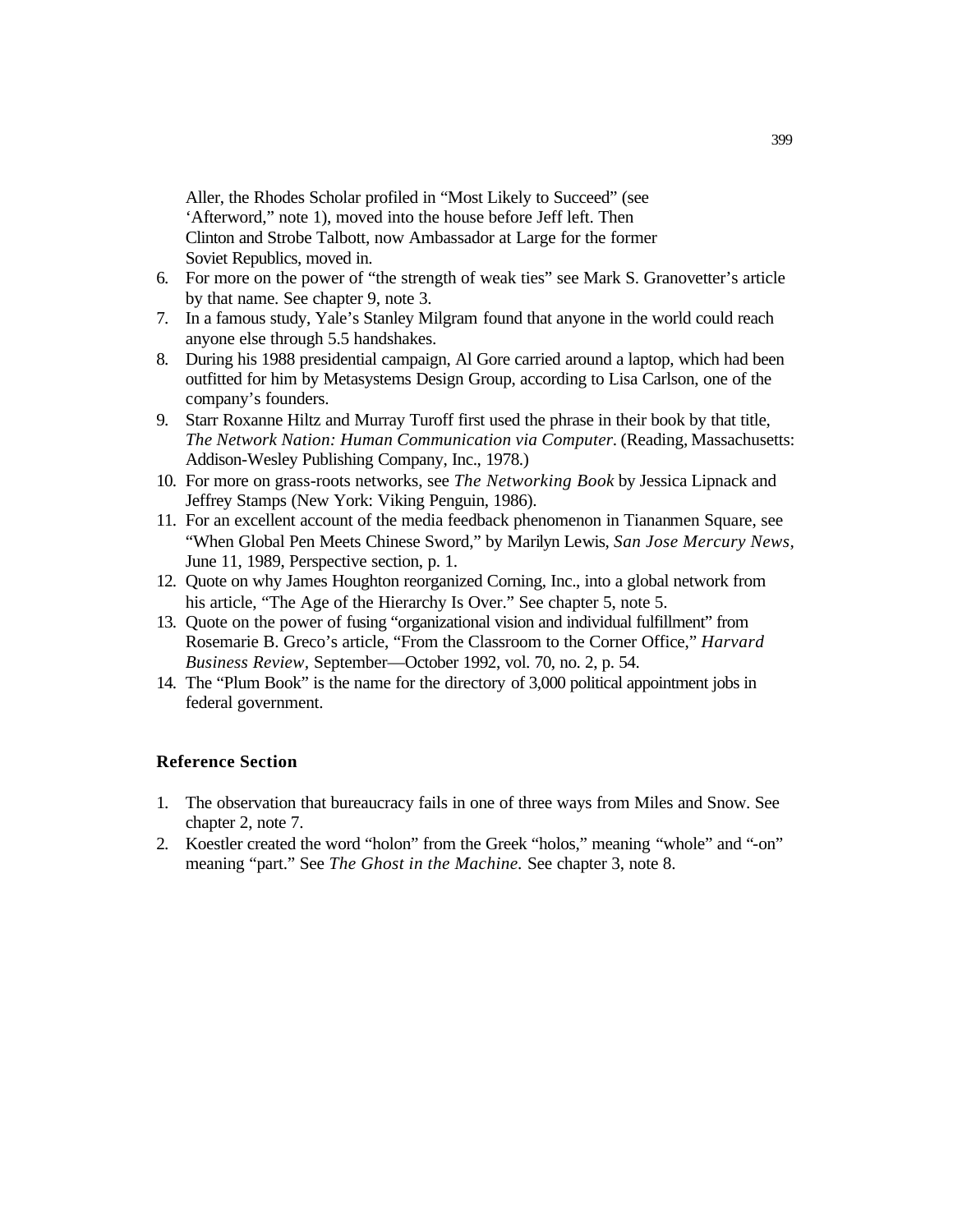Aller, the Rhodes Scholar profiled in "Most Likely to Succeed" (see 'Afterword," note 1), moved into the house before Jeff left. Then Clinton and Strobe Talbott, now Ambassador at Large for the former Soviet Republics, moved in.

6. For more on the power of "the strength of weak ties" see Mark S. Granovetter's article by that name. See chapter 9, note 3.
7. In a famous study, Yale's Stanley Milgram found that anyone in the world could reach anyone else through 5.5 handshakes.
8. During his 1988 presidential campaign, Al Gore carried around a laptop, which had been outfitted for him by Metasystems Design Group, according to Lisa Carlson, one of the company's founders.
9. Starr Roxanne Hiltz and Murray Turoff first used the phrase in their book by that title, *The Network Nation: Human Communication via Computer.* (Reading, Massachusetts: Addison-Wesley Publishing Company, Inc., 1978.)
10. For more on grass-roots networks, see *The Networking Book* by Jessica Lipnack and Jeffrey Stamps (New York: Viking Penguin, 1986).
11. For an excellent account of the media feedback phenomenon in Tiananmen Square, see "When Global Pen Meets Chinese Sword," by Marilyn Lewis, *San Jose Mercury News,* June 11, 1989, Perspective section, p. 1.
12. Quote on why James Houghton reorganized Corning, Inc., into a global network from his article, "The Age of the Hierarchy Is Over." See chapter 5, note 5.
13. Quote on the power of fusing "organizational vision and individual fulfillment" from Rosemarie B. Greco's article, "From the Classroom to the Corner Office," *Harvard Business Review,* September—October 1992, vol. 70, no. 2, p. 54.
14. The "Plum Book" is the name for the directory of 3,000 political appointment jobs in federal government.

### Reference Section

1. The observation that bureaucracy fails in one of three ways from Miles and Snow. See chapter 2, note 7.
2. Koestler created the word "holon" from the Greek "holos," meaning "whole" and "-on" meaning "part." See *The Ghost in the Machine.* See chapter 3, note 8.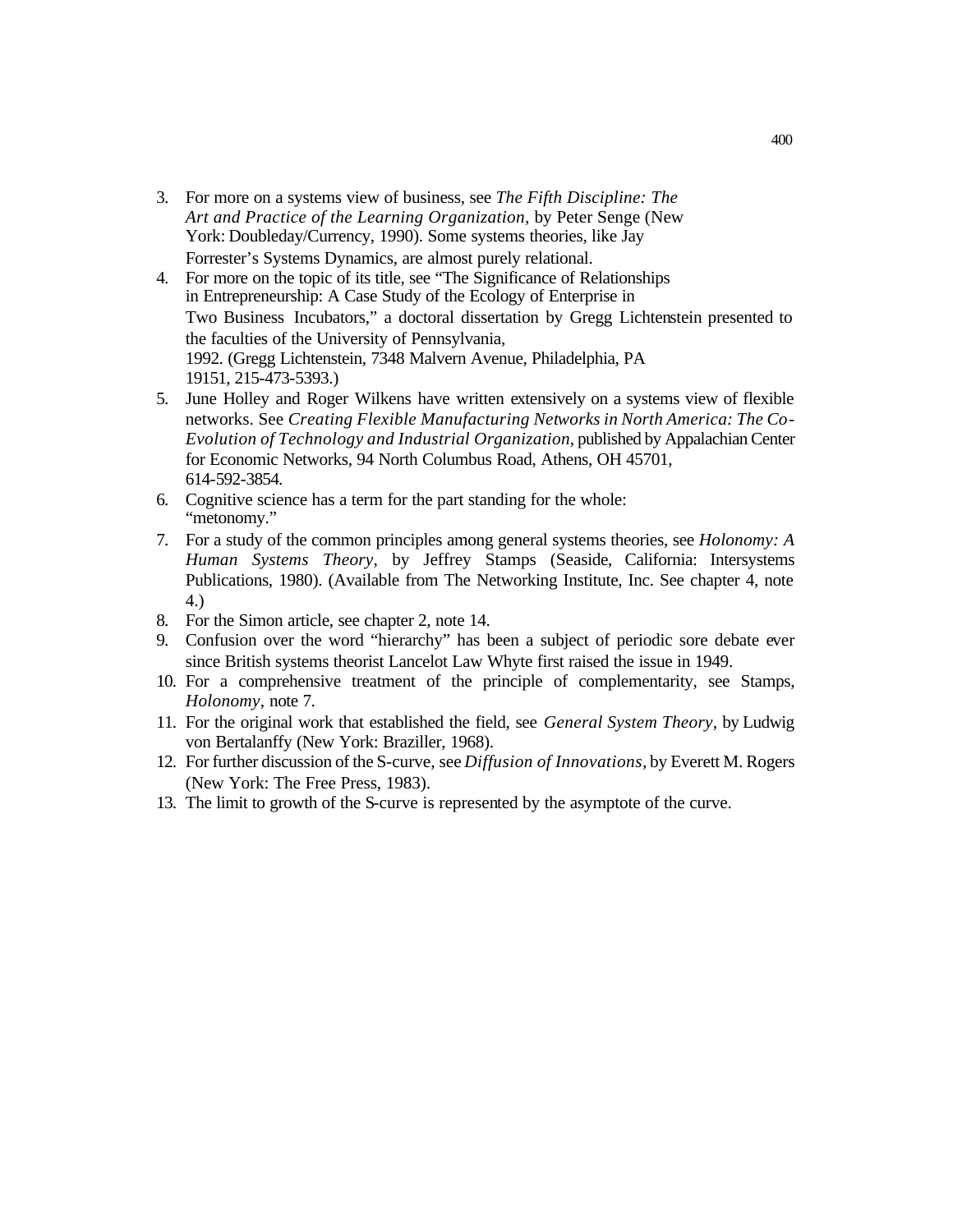3. For more on a systems view of business, see *The Fifth Discipline: The Art and Practice of the Learning Organization*, by Peter Senge (New York: Doubleday/Currency, 1990). Some systems theories, like Jay Forrester's Systems Dynamics, are almost purely relational.
4. For more on the topic of its title, see "The Significance of Relationships in Entrepreneurship: A Case Study of the Ecology of Enterprise in Two Business Incubators," a doctoral dissertation by Gregg Lichtenstein presented to the faculties of the University of Pennsylvania, 1992. (Gregg Lichtenstein, 7348 Malvern Avenue, Philadelphia, PA 19151, 215-473-5393.)
5. June Holley and Roger Wilkens have written extensively on a systems view of flexible networks. See *Creating Flexible Manufacturing Networks in North America: The Co-Evolution of Technology and Industrial Organization*, published by Appalachian Center for Economic Networks, 94 North Columbus Road, Athens, OH 45701, 614-592-3854.
6. Cognitive science has a term for the part standing for the whole: "metonomy."
7. For a study of the common principles among general systems theories, see *Holonomy: A Human Systems Theory*, by Jeffrey Stamps (Seaside, California: Intersystems Publications, 1980). (Available from The Networking Institute, Inc. See chapter 4, note 4.)
8. For the Simon article, see chapter 2, note 14.
9. Confusion over the word "hierarchy" has been a subject of periodic sore debate ever since British systems theorist Lancelot Law Whyte first raised the issue in 1949.
10. For a comprehensive treatment of the principle of complementarity, see Stamps, *Holonomy*, note 7.
11. For the original work that established the field, see *General System Theory*, by Ludwig von Bertalanffy (New York: Braziller, 1968).
12. For further discussion of the S-curve, see *Diffusion of Innovations*, by Everett M. Rogers (New York: The Free Press, 1983).
13. The limit to growth of the S-curve is represented by the asymptote of the curve.